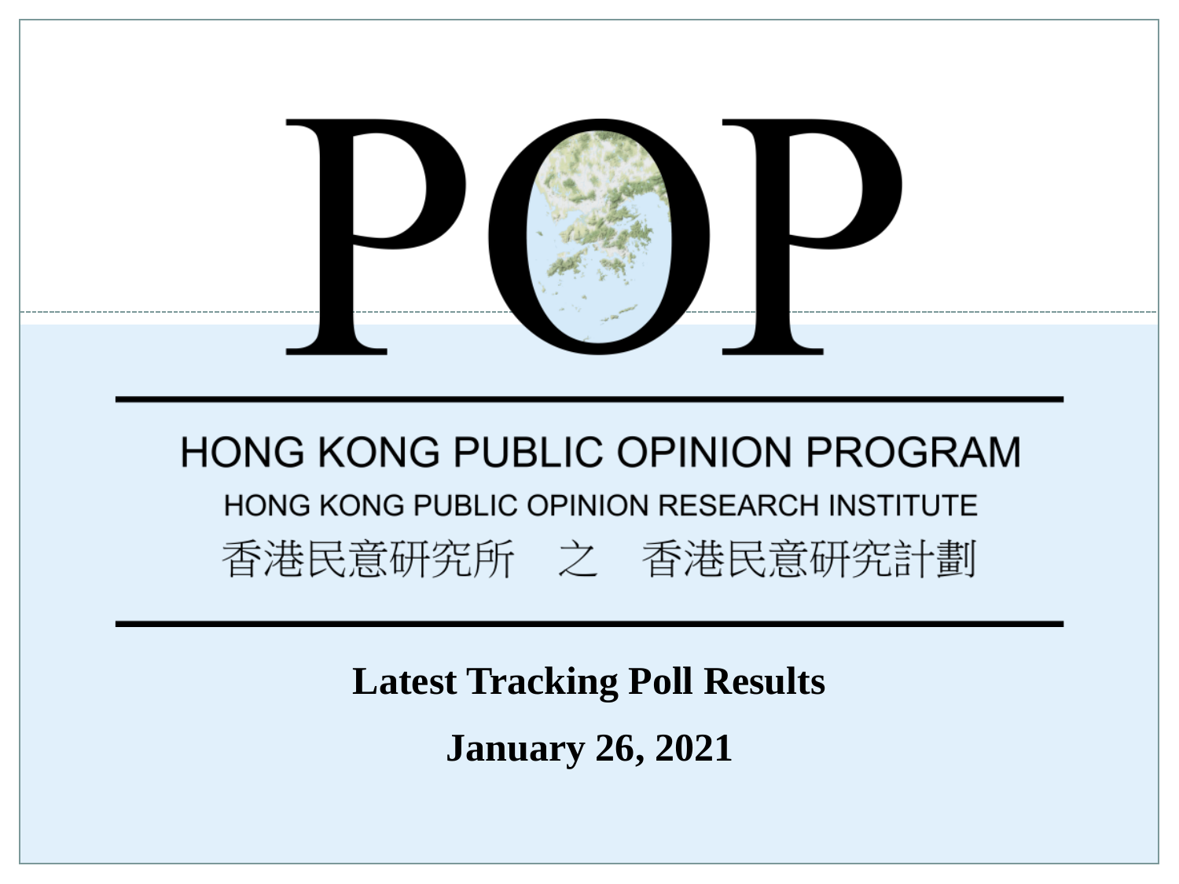# POP

## HONG KONG PUBLIC OPINION PROGRAM

HONG KONG PUBLIC OPINION RESEARCH INSTITUTE

香港民意研究所　之　香港民意研究計劃

**Latest Tracking Poll Results**

**January 26, 2021**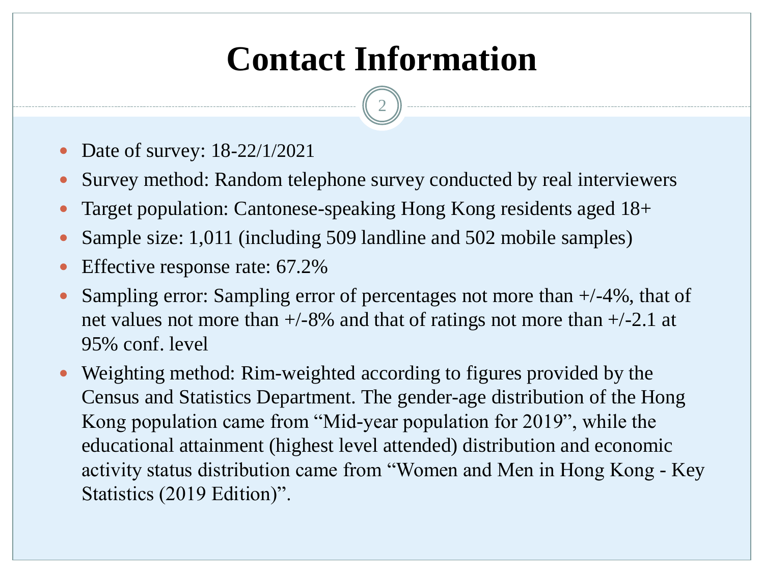# Contact Information

- Date of survey: 18-22/1/2021
- Survey method: Random telephone survey conducted by real interviewers
- Target population: Cantonese-speaking Hong Kong residents aged 18+
- Sample size: 1,011 (including 509 landline and 502 mobile samples)
- Effective response rate: 67.2%
- Sampling error: Sampling error of percentages not more than +/-4%, that of net values not more than +/-8% and that of ratings not more than +/-2.1 at 95% conf. level
- Weighting method: Rim-weighted according to figures provided by the Census and Statistics Department. The gender-age distribution of the Hong Kong population came from “Mid-year population for 2019”, while the educational attainment (highest level attended) distribution and economic activity status distribution came from “Women and Men in Hong Kong - Key Statistics (2019 Edition)”.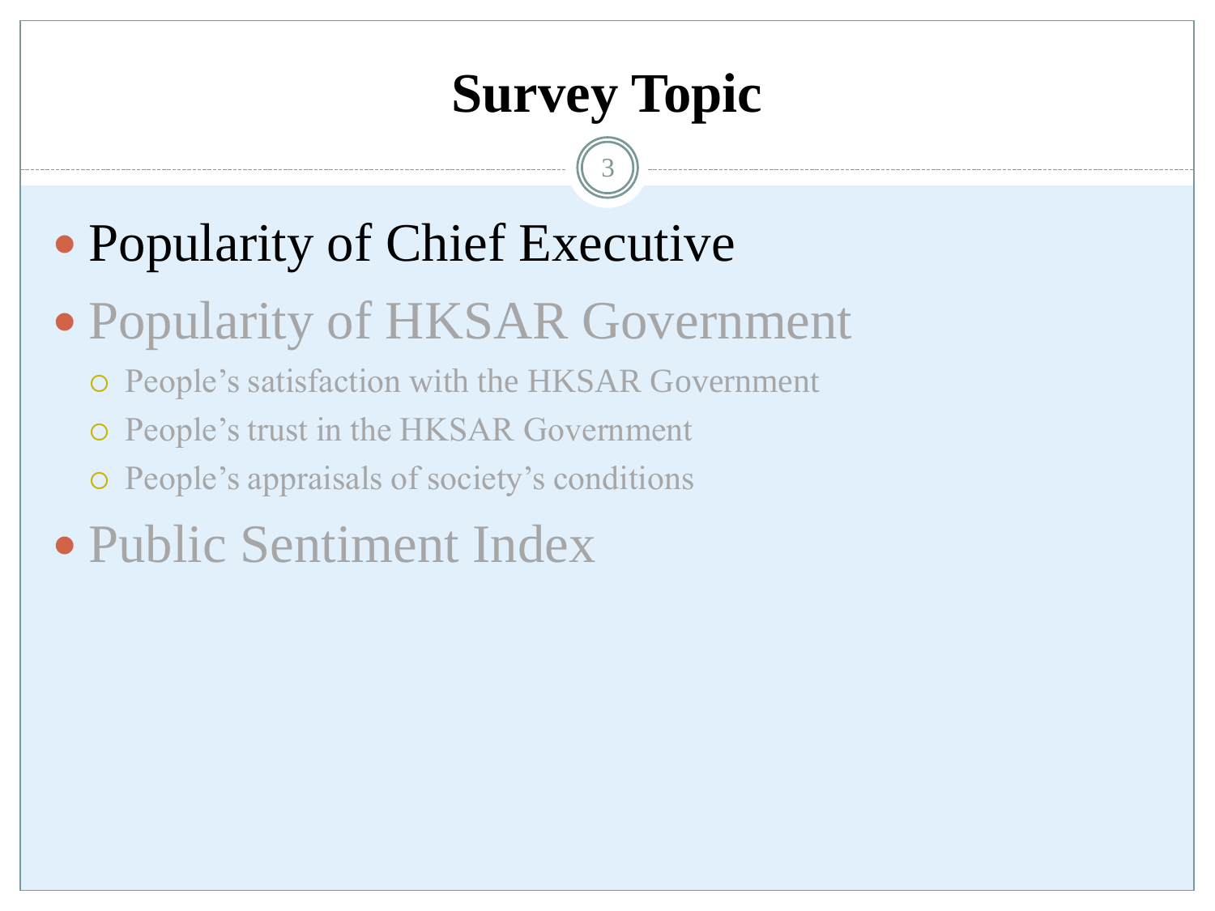# Survey Topic

- Popularity of Chief Executive
- Popularity of HKSAR Government
  - People's satisfaction with the HKSAR Government
  - People's trust in the HKSAR Government
  - People's appraisals of society's conditions
- Public Sentiment Index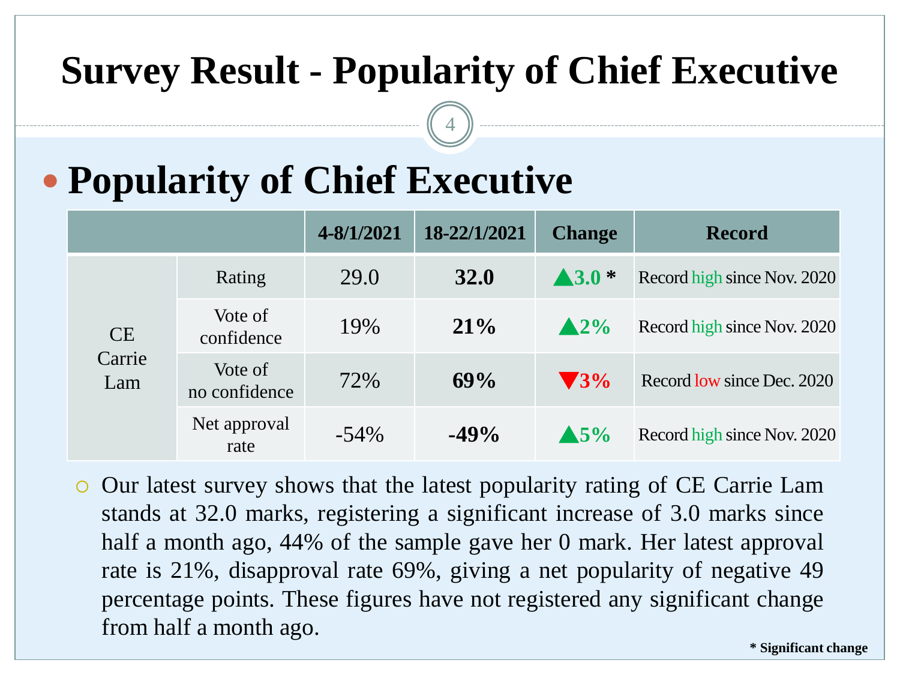# Survey Result - Popularity of Chief Executive

## Popularity of Chief Executive

| | | 4-8/1/2021 | 18-22/1/2021 | Change | Record |
|---|---|---|---|---|---|
| CE Carrie Lam | Rating | 29.0 | **32.0** | ▲3.0 * | Record high since Nov. 2020 |
| | Vote of confidence | 19% | **21%** | ▲2% | Record high since Nov. 2020 |
| | Vote of no confidence | 72% | **69%** | ▼3% | Record low since Dec. 2020 |
| | Net approval rate | -54% | **-49%** | ▲5% | Record high since Nov. 2020 |

- Our latest survey shows that the latest popularity rating of CE Carrie Lam stands at 32.0 marks, registering a significant increase of 3.0 marks since half a month ago, 44% of the sample gave her 0 mark. Her latest approval rate is 21%, disapproval rate 69%, giving a net popularity of negative 49 percentage points. These figures have not registered any significant change from half a month ago.

**\* Significant change**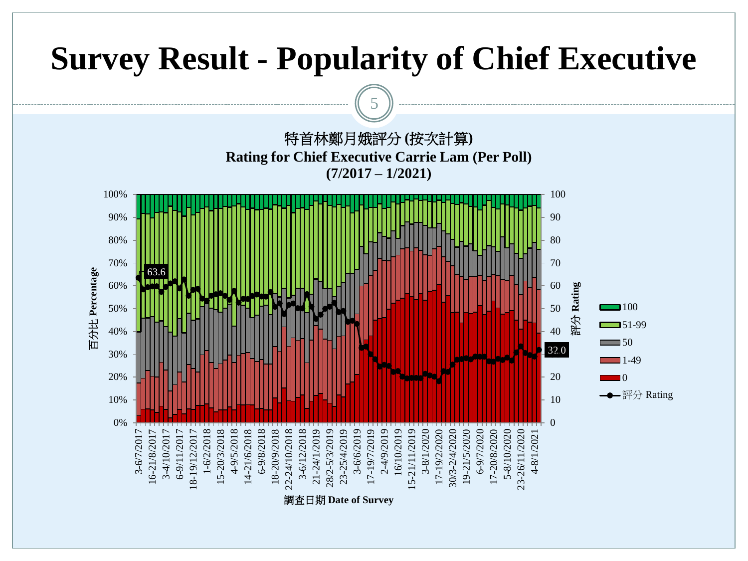# Survey Result - Popularity of Chief Executive

特首林鄭月娥評分 (按次計算)
**Rating for Chief Executive Carrie Lam (Per Poll)**
**(7/2017 – 1/2021)**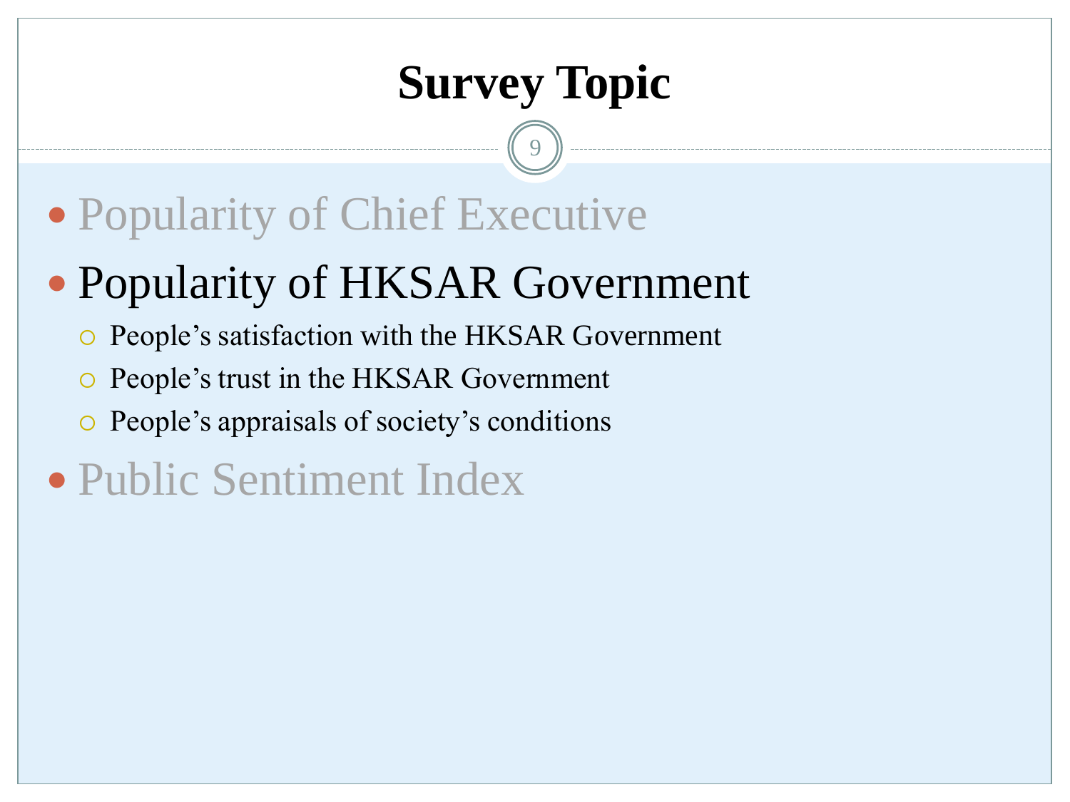# Survey Topic

- Popularity of Chief Executive
- Popularity of HKSAR Government
  - People's satisfaction with the HKSAR Government
  - People's trust in the HKSAR Government
  - People's appraisals of society's conditions
- Public Sentiment Index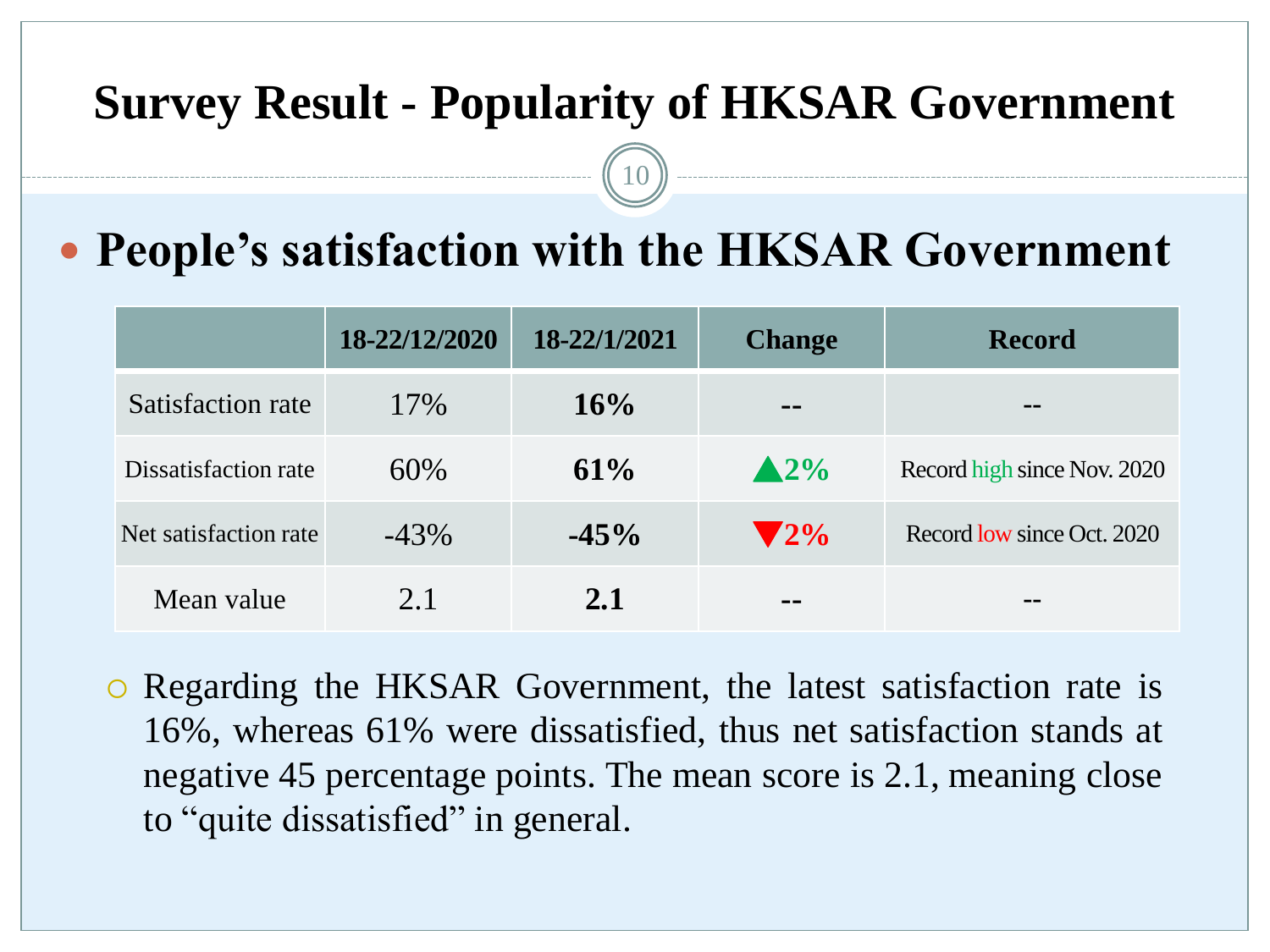# Survey Result - Popularity of HKSAR Government

## People's satisfaction with the HKSAR Government

| | 18-22/12/2020 | 18-22/1/2021 | Change | Record |
|---|---|---|---|---|
| Satisfaction rate | 17% | **16%** | -- | -- |
| Dissatisfaction rate | 60% | **61%** | ▲2% | Record high since Nov. 2020 |
| Net satisfaction rate | -43% | **-45%** | ▼2% | Record low since Oct. 2020 |
| Mean value | 2.1 | **2.1** | -- | -- |

- Regarding the HKSAR Government, the latest satisfaction rate is 16%, whereas 61% were dissatisfied, thus net satisfaction stands at negative 45 percentage points. The mean score is 2.1, meaning close to "quite dissatisfied" in general.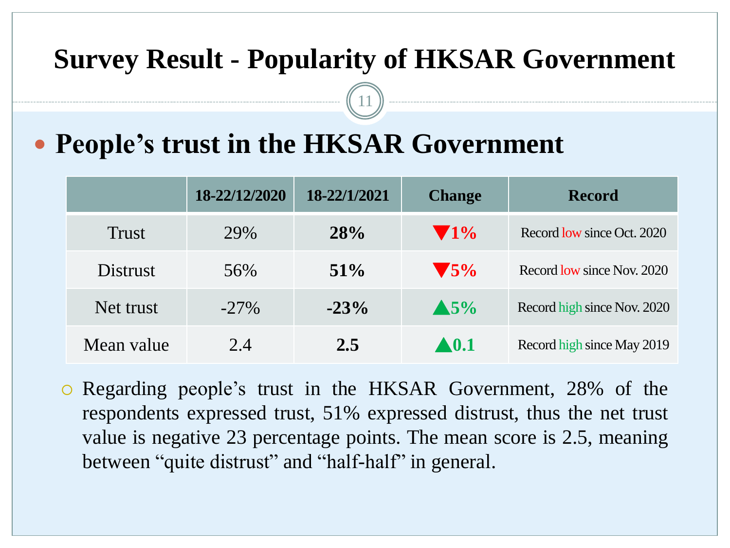# Survey Result - Popularity of HKSAR Government

## People's trust in the HKSAR Government

| | 18-22/12/2020 | 18-22/1/2021 | Change | Record |
|---|---|---|---|---|
| Trust | 29% | **28%** | ▼1% | Record low since Oct. 2020 |
| Distrust | 56% | **51%** | ▼5% | Record low since Nov. 2020 |
| Net trust | -27% | **-23%** | ▲5% | Record high since Nov. 2020 |
| Mean value | 2.4 | **2.5** | ▲0.1 | Record high since May 2019 |

- Regarding people's trust in the HKSAR Government, 28% of the respondents expressed trust, 51% expressed distrust, thus the net trust value is negative 23 percentage points. The mean score is 2.5, meaning between "quite distrust" and "half-half" in general.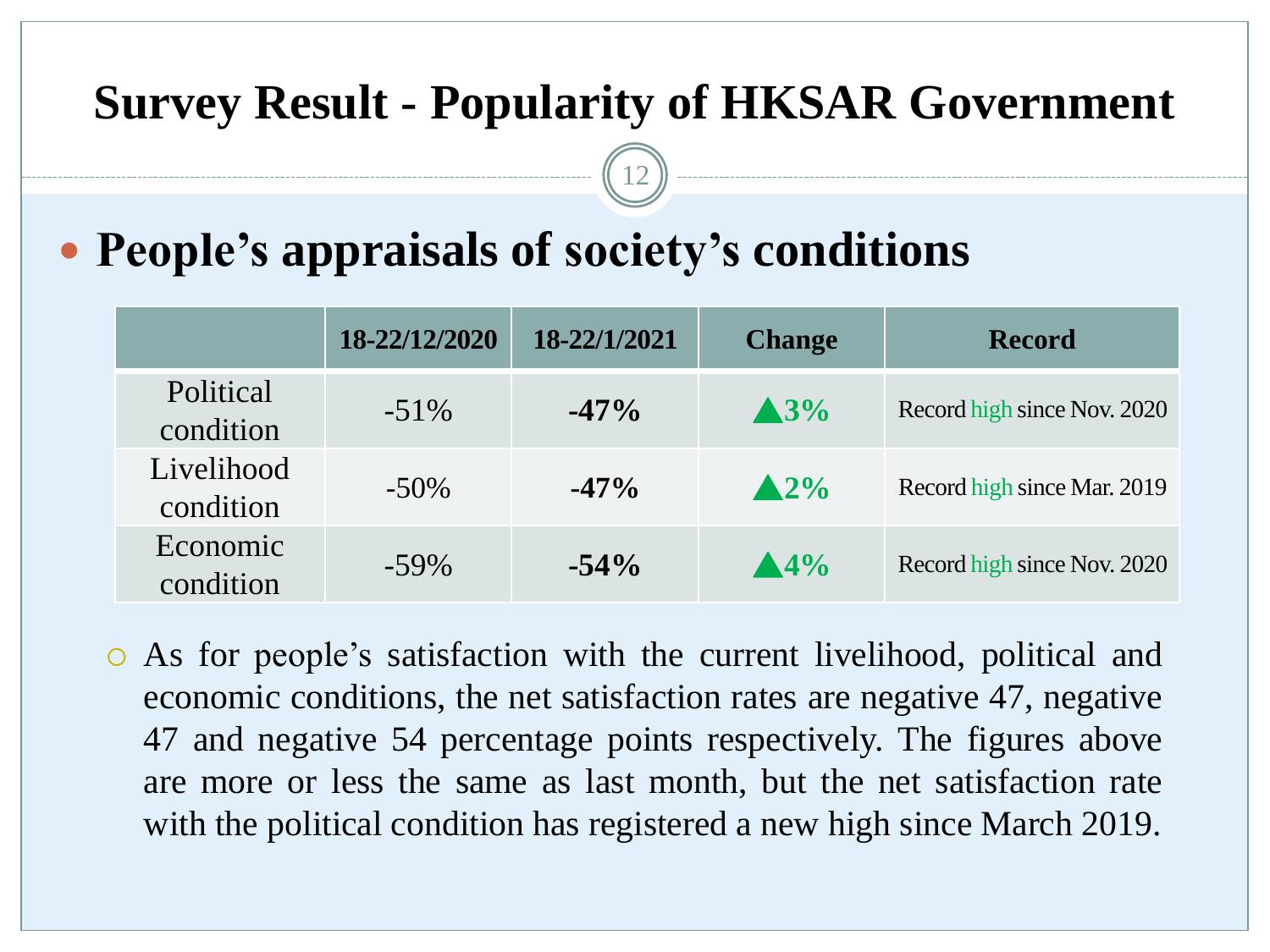# Survey Result - Popularity of HKSAR Government

## People's appraisals of society's conditions

| | 18-22/12/2020 | 18-22/1/2021 | Change | Record |
|---|---|---|---|---|
| Political condition | -51% | **-47%** | ▲**3%** | Record high since Nov. 2020 |
| Livelihood condition | -50% | **-47%** | ▲**2%** | Record high since Mar. 2019 |
| Economic condition | -59% | **-54%** | ▲**4%** | Record high since Nov. 2020 |

- As for people's satisfaction with the current livelihood, political and economic conditions, the net satisfaction rates are negative 47, negative 47 and negative 54 percentage points respectively. The figures above are more or less the same as last month, but the net satisfaction rate with the political condition has registered a new high since March 2019.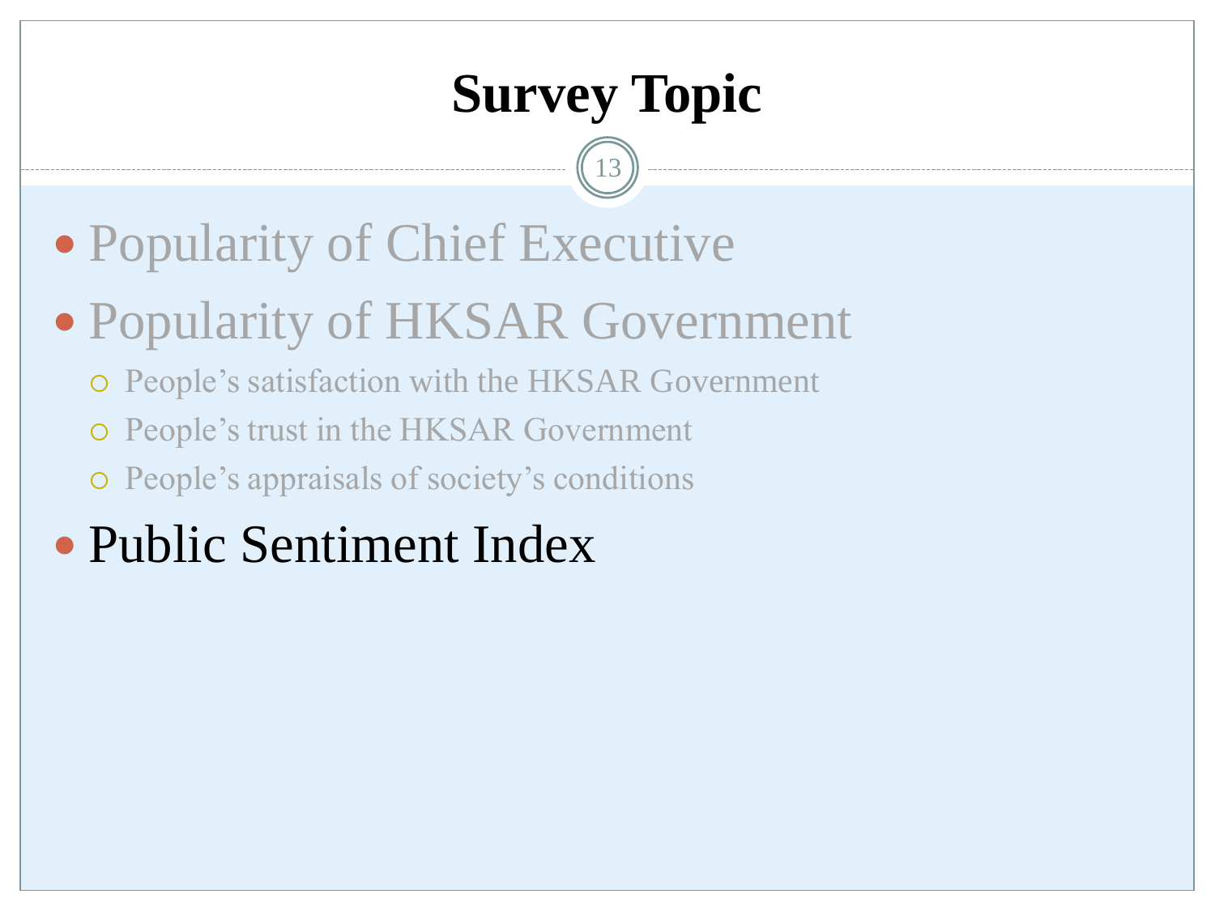# Survey Topic

- Popularity of Chief Executive
- Popularity of HKSAR Government
  - People's satisfaction with the HKSAR Government
  - People's trust in the HKSAR Government
  - People's appraisals of society's conditions
- Public Sentiment Index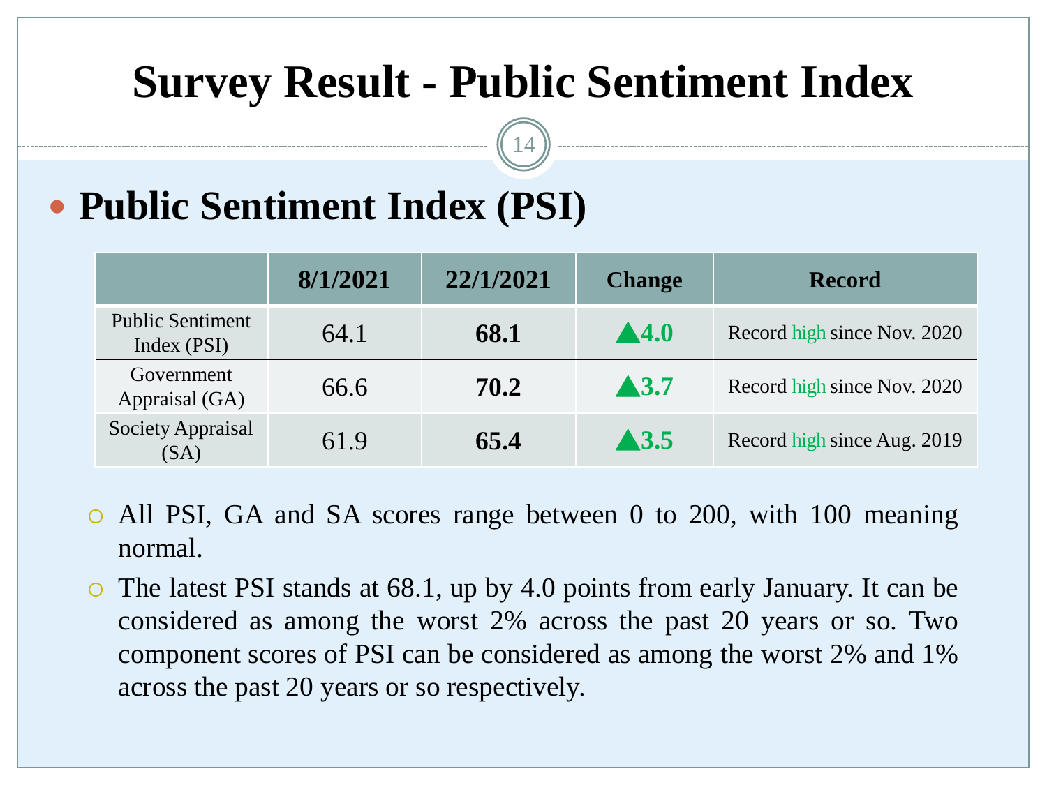# Survey Result - Public Sentiment Index

## Public Sentiment Index (PSI)

| | 8/1/2021 | 22/1/2021 | Change | Record |
|---|---|---|---|---|
| Public Sentiment Index (PSI) | 64.1 | **68.1** | ▲**4.0** | Record high since Nov. 2020 |
| Government Appraisal (GA) | 66.6 | **70.2** | ▲**3.7** | Record high since Nov. 2020 |
| Society Appraisal (SA) | 61.9 | **65.4** | ▲**3.5** | Record high since Aug. 2019 |

- All PSI, GA and SA scores range between 0 to 200, with 100 meaning normal.
- The latest PSI stands at 68.1, up by 4.0 points from early January. It can be considered as among the worst 2% across the past 20 years or so. Two component scores of PSI can be considered as among the worst 2% and 1% across the past 20 years or so respectively.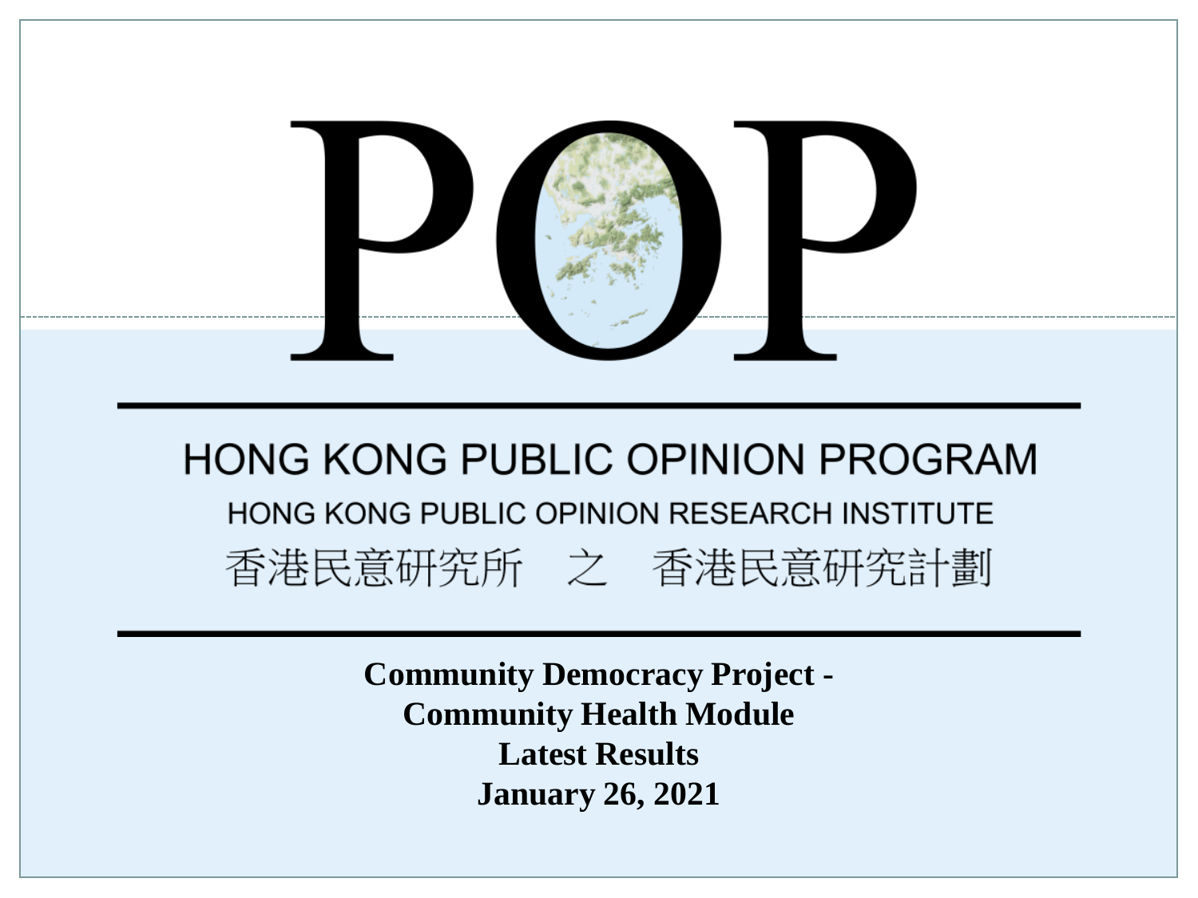# POP

## HONG KONG PUBLIC OPINION PROGRAM

HONG KONG PUBLIC OPINION RESEARCH INSTITUTE

香港民意研究所　之　香港民意研究計劃

**Community Democracy Project -**
**Community Health Module**
**Latest Results**
**January 26, 2021**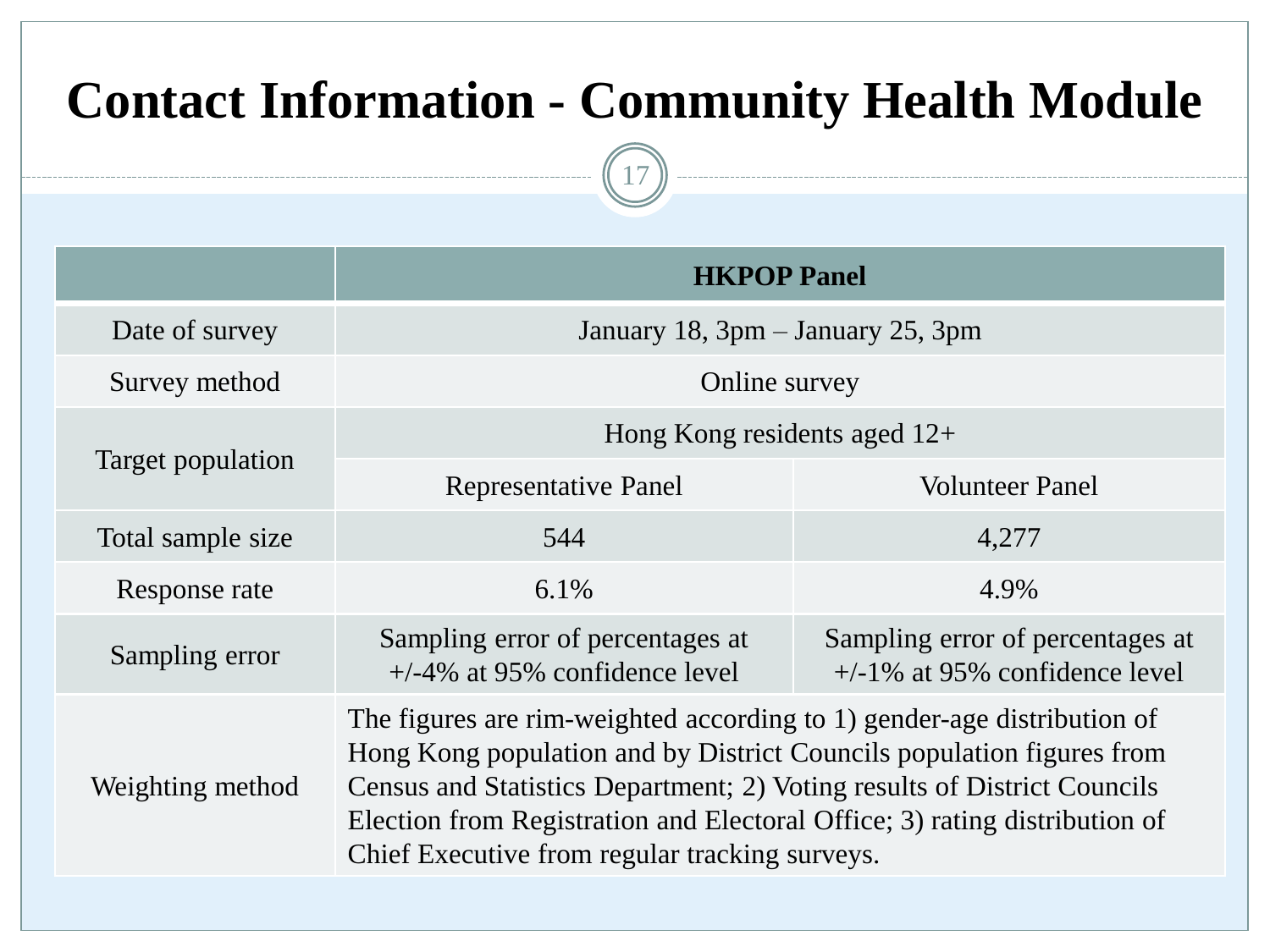# Contact Information - Community Health Module

| | HKPOP Panel | |
|---|---|---|
| Date of survey | January 18, 3pm – January 25, 3pm | |
| Survey method | Online survey | |
| Target population | Hong Kong residents aged 12+ | |
| | Representative Panel | Volunteer Panel |
| Total sample size | 544 | 4,277 |
| Response rate | 6.1% | 4.9% |
| Sampling error | Sampling error of percentages at +/-4% at 95% confidence level | Sampling error of percentages at +/-1% at 95% confidence level |
| Weighting method | The figures are rim-weighted according to 1) gender-age distribution of Hong Kong population and by District Councils population figures from Census and Statistics Department; 2) Voting results of District Councils Election from Registration and Electoral Office; 3) rating distribution of Chief Executive from regular tracking surveys. | |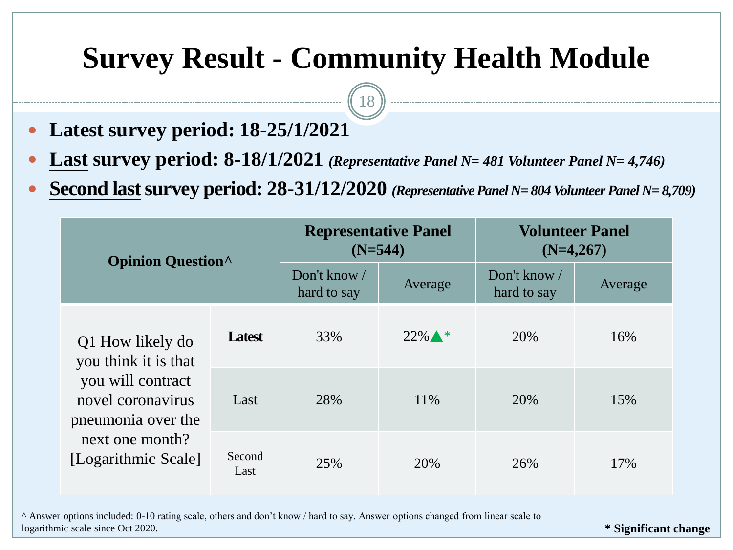# Survey Result - Community Health Module

- **Latest survey period: 18-25/1/2021**
- **Last survey period: 8-18/1/2021** ***(Representative Panel N= 481 Volunteer Panel N= 4,746)***
- **Second last survey period: 28-31/12/2020** ***(Representative Panel N= 804 Volunteer Panel N= 8,709)***

| Opinion Question^ | | Representative Panel (N=544) | | Volunteer Panel (N=4,267) | |
|---|---|---|---|---|---|
| | | Don't know / hard to say | Average | Don't know / hard to say | Average |
| Q1 How likely do you think it is that you will contract novel coronavirus pneumonia over the next one month? [Logarithmic Scale] | **Latest** | 33% | 22%▲* | 20% | 16% |
| | Last | 28% | 11% | 20% | 15% |
| | Second Last | 25% | 20% | 26% | 17% |

^ Answer options included: 0-10 rating scale, others and don't know / hard to say. Answer options changed from linear scale to logarithmic scale since Oct 2020.

**\* Significant change**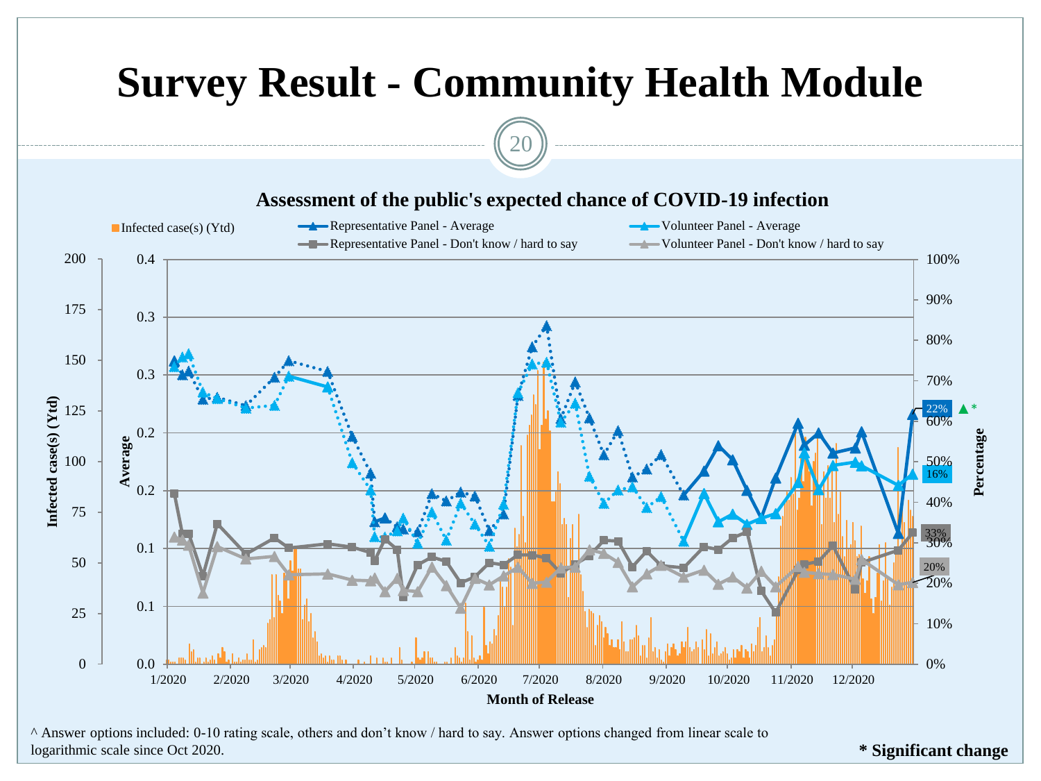# Survey Result - Community Health Module

## Assessment of the public's expected chance of COVID-19 infection

Infected case(s) (Ytd)
Representative Panel - Average
Volunteer Panel - Average
Representative Panel - Don't know / hard to say
Volunteer Panel - Don't know / hard to say

Infected case(s) (Ytd): 0, 25, 50, 75, 100, 125, 150, 175, 200

Average: 0.0, 0.1, 0.1, 0.2, 0.2, 0.3, 0.3, 0.4

Percentage: 0%, 10%, 20%, 30%, 40%, 50%, 60%, 70%, 80%, 90%, 100%

Month of Release: 1/2020, 2/2020, 3/2020, 4/2020, 5/2020, 6/2020, 7/2020, 8/2020, 9/2020, 10/2020, 11/2020, 12/2020

22% ▲ *

16%

33%

20%

^ Answer options included: 0-10 rating scale, others and don't know / hard to say. Answer options changed from linear scale to logarithmic scale since Oct 2020.

**\* Significant change**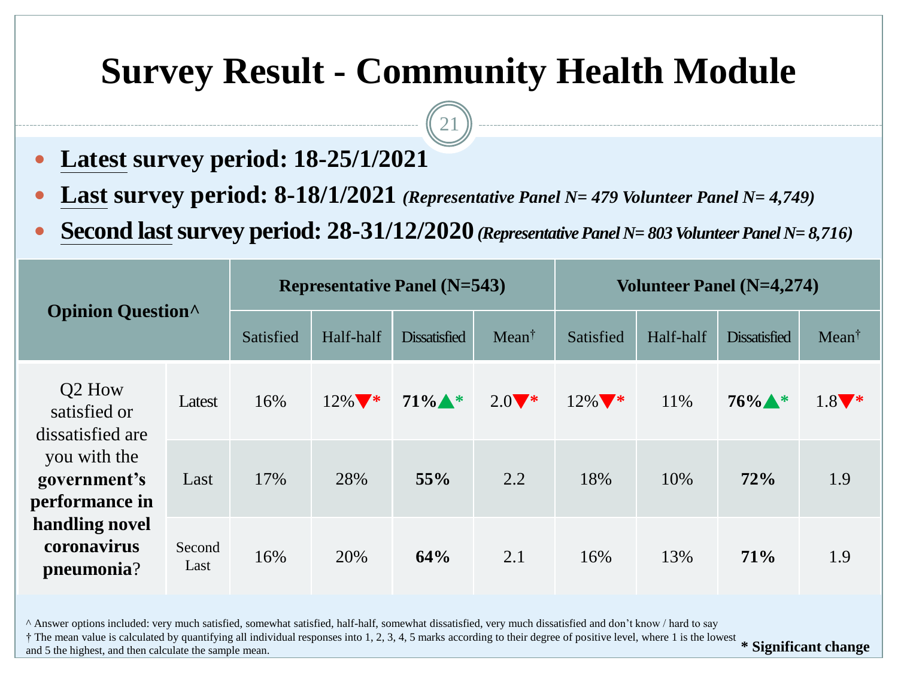# Survey Result - Community Health Module

- **Latest survey period: 18-25/1/2021**
- **Last survey period: 8-18/1/2021** ***(Representative Panel N= 479 Volunteer Panel N= 4,749)***
- **Second last survey period: 28-31/12/2020** ***(Representative Panel N= 803 Volunteer Panel N= 8,716)***

| Opinion Question^ | | Representative Panel (N=543) | | | | Volunteer Panel (N=4,274) | | | |
|---|---|---|---|---|---|---|---|---|---|
| | | Satisfied | Half-half | Dissatisfied | Mean† | Satisfied | Half-half | Dissatisfied | Mean† |
| Q2 How satisfied or dissatisfied are you with the **government's performance in handling novel coronavirus pneumonia**? | Latest | 16% | 12%▼* | **71%**▲* | 2.0▼* | 12%▼* | 11% | **76%**▲* | 1.8▼* |
| | Last | 17% | 28% | **55%** | 2.2 | 18% | 10% | **72%** | 1.9 |
| | Second Last | 16% | 20% | **64%** | 2.1 | 16% | 13% | **71%** | 1.9 |

^ Answer options included: very much satisfied, somewhat satisfied, half-half, somewhat dissatisfied, very much dissatisfied and don't know / hard to say

† The mean value is calculated by quantifying all individual responses into 1, 2, 3, 4, 5 marks according to their degree of positive level, where 1 is the lowest and 5 the highest, and then calculate the sample mean.

**\* Significant change**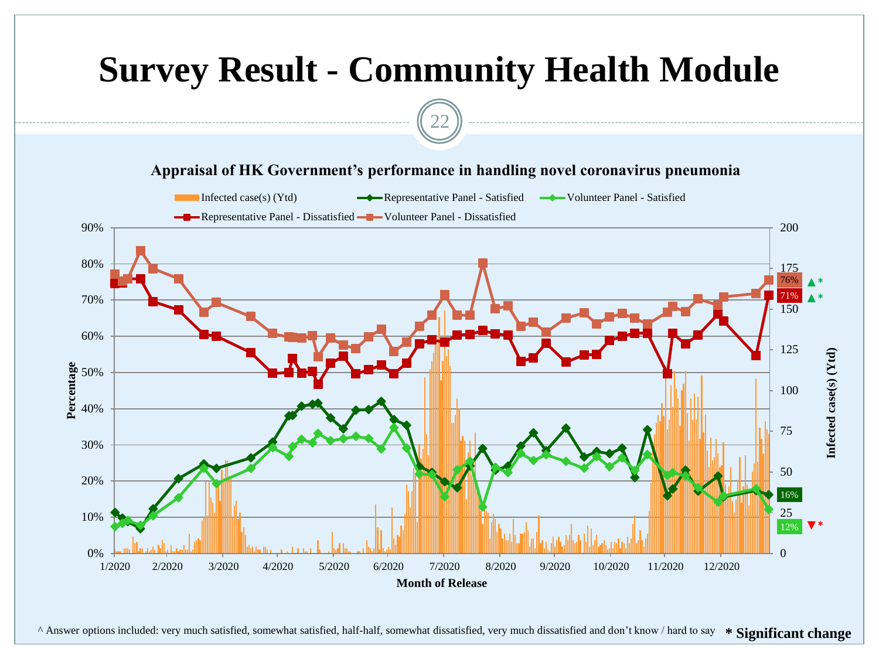# Survey Result - Community Health Module

**Appraisal of HK Government's performance in handling novel coronavirus pneumonia**

Legend: Infected case(s) (Ytd); Representative Panel - Satisfied; Volunteer Panel - Satisfied; Representative Panel - Dissatisfied; Volunteer Panel - Dissatisfied

Y-axis (left): Percentage (0%–90%)

Y-axis (right): Infected case(s) (Ytd) (0–200)

X-axis: Month of Release (1/2020 – 12/2020)

Latest values: Volunteer Panel - Dissatisfied 76% ▲*; Representative Panel - Dissatisfied 71% ▲*; Representative Panel - Satisfied 16%; Volunteer Panel - Satisfied 12% ▼*

^ Answer options included: very much satisfied, somewhat satisfied, half-half, somewhat dissatisfied, very much dissatisfied and don't know / hard to say

**\* Significant change**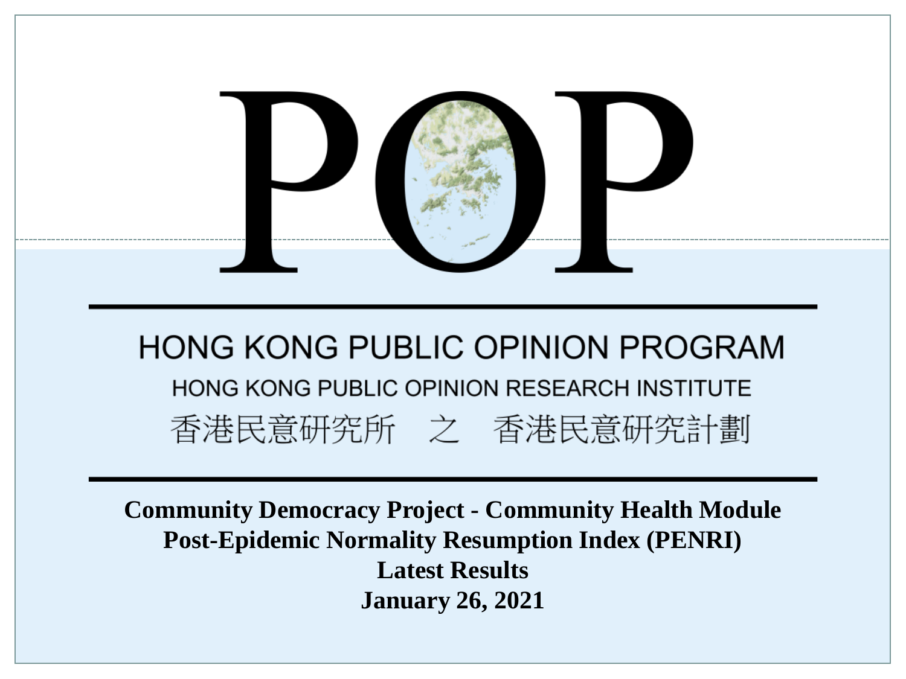# POP

## HONG KONG PUBLIC OPINION PROGRAM

HONG KONG PUBLIC OPINION RESEARCH INSTITUTE

香港民意研究所　之　香港民意研究計劃

**Community Democracy Project - Community Health Module**
**Post-Epidemic Normality Resumption Index (PENRI)**
**Latest Results**
**January 26, 2021**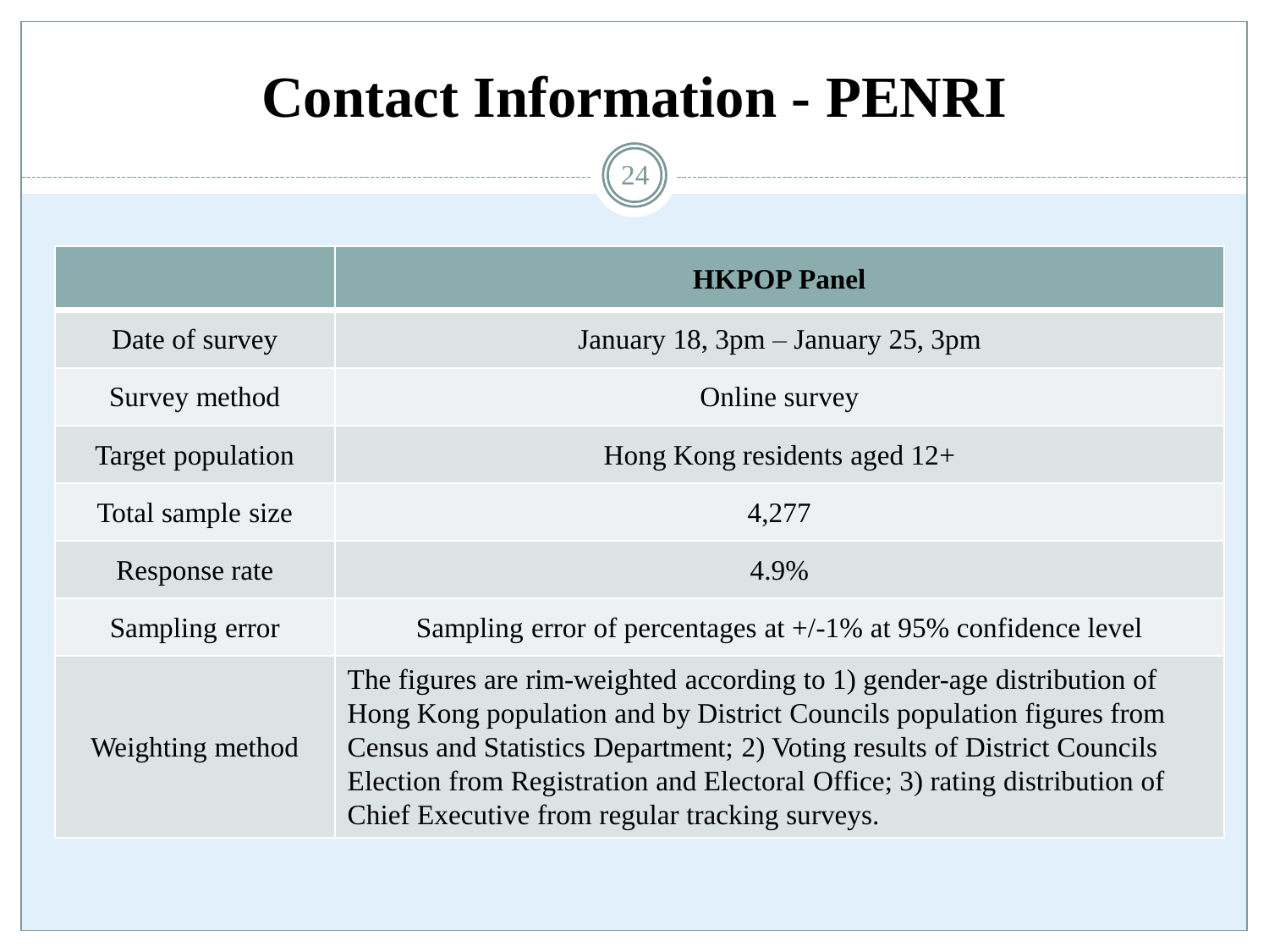# Contact Information - PENRI

| | HKPOP Panel |
|---|---|
| Date of survey | January 18, 3pm – January 25, 3pm |
| Survey method | Online survey |
| Target population | Hong Kong residents aged 12+ |
| Total sample size | 4,277 |
| Response rate | 4.9% |
| Sampling error | Sampling error of percentages at +/-1% at 95% confidence level |
| Weighting method | The figures are rim-weighted according to 1) gender-age distribution of Hong Kong population and by District Councils population figures from Census and Statistics Department; 2) Voting results of District Councils Election from Registration and Electoral Office; 3) rating distribution of Chief Executive from regular tracking surveys. |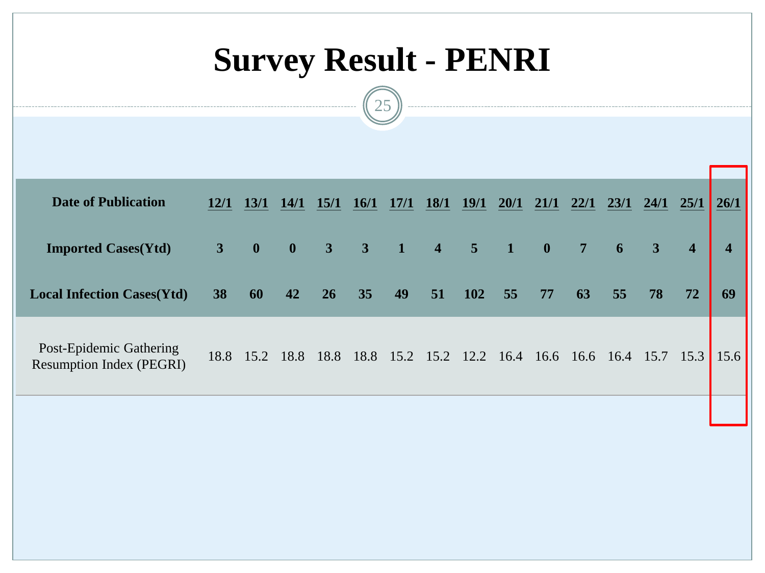# Survey Result - PENRI

| Date of Publication | 12/1 | 13/1 | 14/1 | 15/1 | 16/1 | 17/1 | 18/1 | 19/1 | 20/1 | 21/1 | 22/1 | 23/1 | 24/1 | 25/1 | 26/1 |
|---|---|---|---|---|---|---|---|---|---|---|---|---|---|---|---|
| **Imported Cases(Ytd)** | **3** | **0** | **0** | **3** | **3** | **1** | **4** | **5** | **1** | **0** | **7** | **6** | **3** | **4** | **4** |
| **Local Infection Cases(Ytd)** | **38** | **60** | **42** | **26** | **35** | **49** | **51** | **102** | **55** | **77** | **63** | **55** | **78** | **72** | **69** |
| Post-Epidemic Gathering Resumption Index (PEGRI) | 18.8 | 15.2 | 18.8 | 18.8 | 18.8 | 15.2 | 15.2 | 12.2 | 16.4 | 16.6 | 16.6 | 16.4 | 15.7 | 15.3 | 15.6 |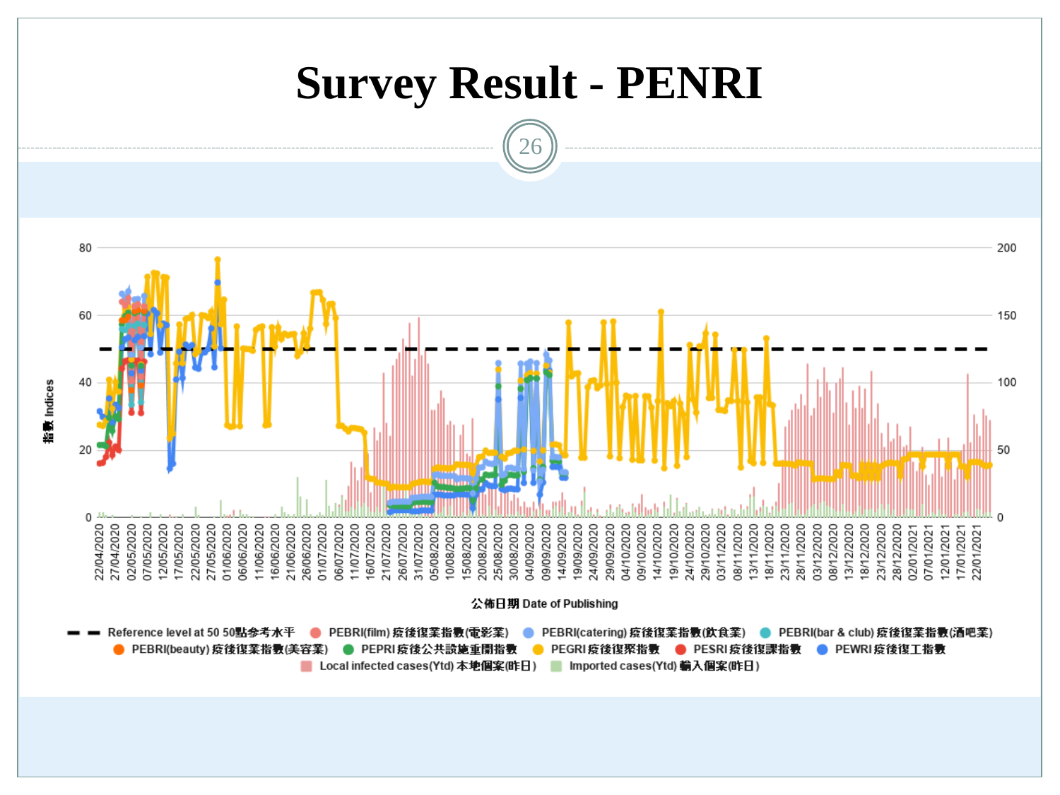# Survey Result - PENRI

80
60
40
20
0

200
150
100
50
0

指數 Indices

22/04/2020
27/04/2020
02/05/2020
07/05/2020
12/05/2020
17/05/2020
22/05/2020
27/05/2020
01/06/2020
06/06/2020
11/06/2020
16/06/2020
21/06/2020
26/06/2020
01/07/2020
06/07/2020
11/07/2020
16/07/2020
21/07/2020
26/07/2020
31/07/2020
05/08/2020
10/08/2020
15/08/2020
20/08/2020
25/08/2020
30/08/2020
04/09/2020
09/09/2020
14/09/2020
19/09/2020
24/09/2020
29/09/2020
04/10/2020
09/10/2020
14/10/2020
19/10/2020
24/10/2020
29/10/2020
03/11/2020
08/11/2020
13/11/2020
18/11/2020
23/11/2020
28/11/2020
03/12/2020
08/12/2020
13/12/2020
18/12/2020
23/12/2020
28/12/2020
02/01/2021
07/01/2021
12/01/2021
17/01/2021
22/01/2021

公佈日期 Date of Publishing

Reference level at 50 50點參考水平
PEBRI(film) 疫後復業指數(電影業)
PEBRI(catering) 疫後復業指數(飲食業)
PEBRI(bar & club) 疫後復業指數(酒吧業)
PEBRI(beauty) 疫後復業指數(美容業)
PEPRI 疫後公共設施重開指數
PEGRI 疫後復聚指數
PESRI 疫後復課指數
PEWRI 疫後復工指數
Local infected cases(Ytd) 本地個案(昨日)
Imported cases(Ytd) 輸入個案(昨日)